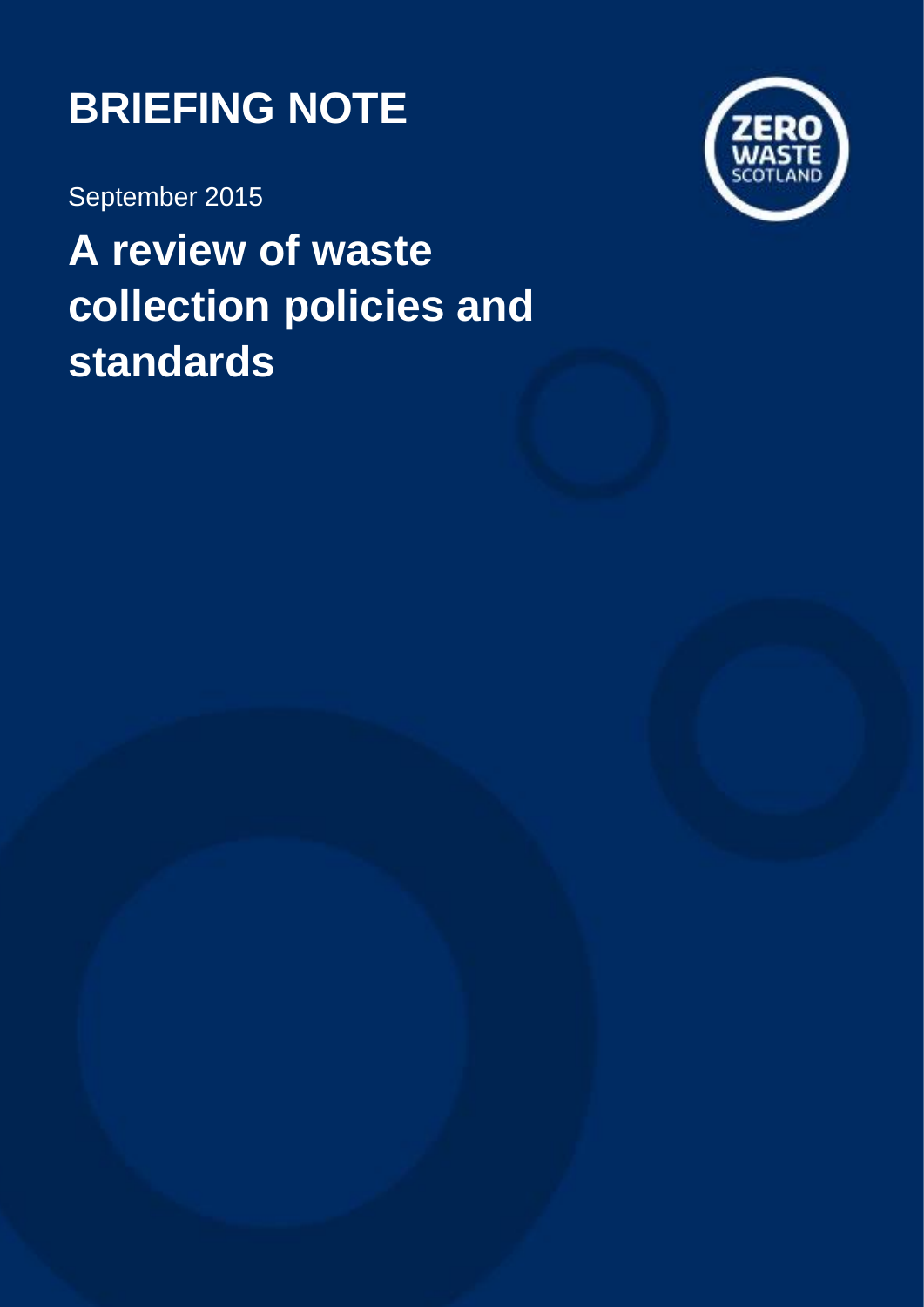# BRIEFING NOTE

September 2015

# A review of waste collection policies and standards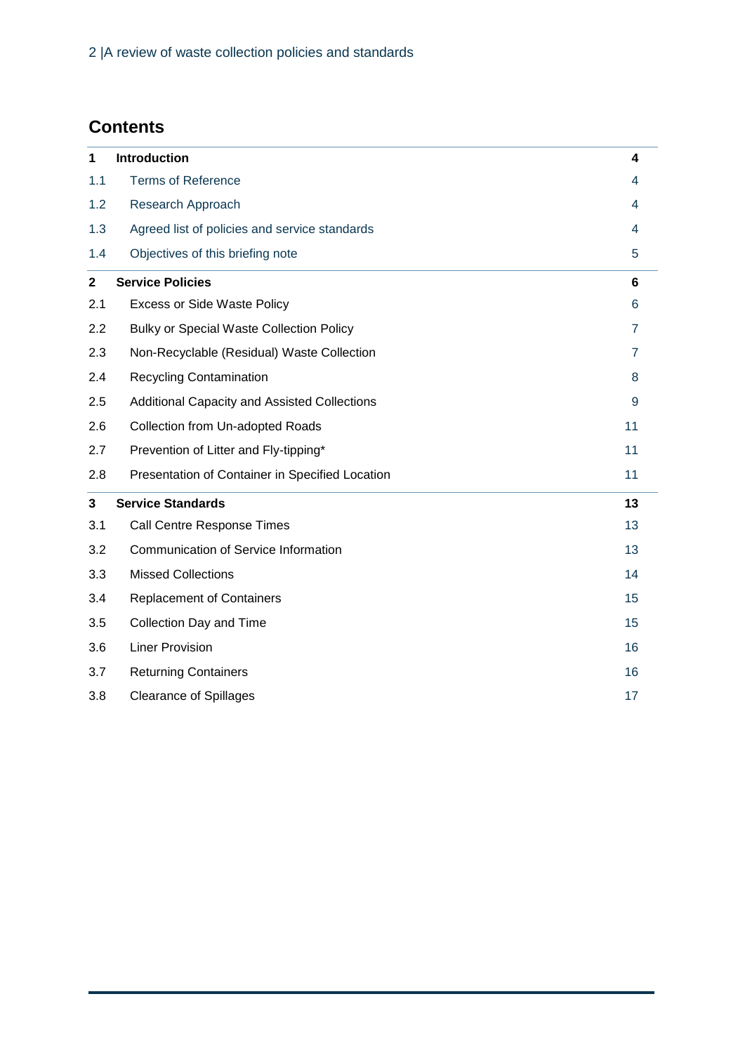## Contents

| | | |
|---|---|---|
| **1** | **Introduction** | **4** |
| 1.1 | Terms of Reference | 4 |
| 1.2 | Research Approach | 4 |
| 1.3 | Agreed list of policies and service standards | 4 |
| 1.4 | Objectives of this briefing note | 5 |
| **2** | **Service Policies** | **6** |
| 2.1 | Excess or Side Waste Policy | 6 |
| 2.2 | Bulky or Special Waste Collection Policy | 7 |
| 2.3 | Non-Recyclable (Residual) Waste Collection | 7 |
| 2.4 | Recycling Contamination | 8 |
| 2.5 | Additional Capacity and Assisted Collections | 9 |
| 2.6 | Collection from Un-adopted Roads | 11 |
| 2.7 | Prevention of Litter and Fly-tipping* | 11 |
| 2.8 | Presentation of Container in Specified Location | 11 |
| **3** | **Service Standards** | **13** |
| 3.1 | Call Centre Response Times | 13 |
| 3.2 | Communication of Service Information | 13 |
| 3.3 | Missed Collections | 14 |
| 3.4 | Replacement of Containers | 15 |
| 3.5 | Collection Day and Time | 15 |
| 3.6 | Liner Provision | 16 |
| 3.7 | Returning Containers | 16 |
| 3.8 | Clearance of Spillages | 17 |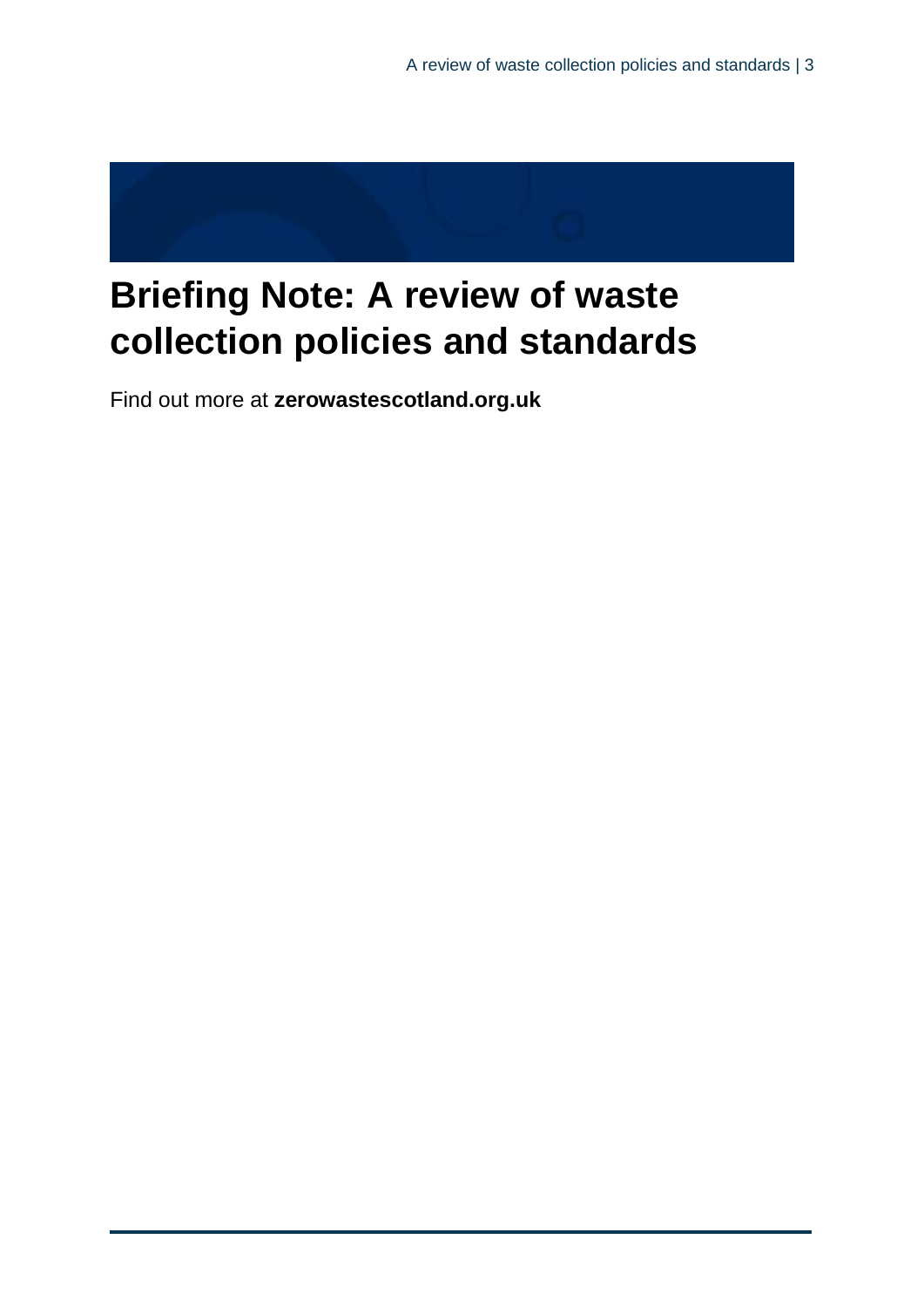# Briefing Note: A review of waste collection policies and standards

Find out more at **zerowastescotland.org.uk**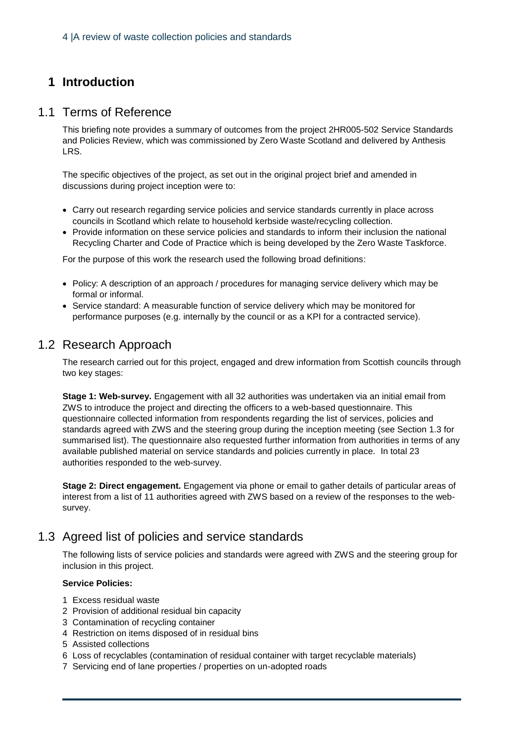# 1 Introduction

## 1.1 Terms of Reference

This briefing note provides a summary of outcomes from the project 2HR005-502 Service Standards and Policies Review, which was commissioned by Zero Waste Scotland and delivered by Anthesis LRS.

The specific objectives of the project, as set out in the original project brief and amended in discussions during project inception were to:

- Carry out research regarding service policies and service standards currently in place across councils in Scotland which relate to household kerbside waste/recycling collection.
- Provide information on these service policies and standards to inform their inclusion the national Recycling Charter and Code of Practice which is being developed by the Zero Waste Taskforce.

For the purpose of this work the research used the following broad definitions:

- Policy: A description of an approach / procedures for managing service delivery which may be formal or informal.
- Service standard: A measurable function of service delivery which may be monitored for performance purposes (e.g. internally by the council or as a KPI for a contracted service).

## 1.2 Research Approach

The research carried out for this project, engaged and drew information from Scottish councils through two key stages:

**Stage 1: Web-survey.** Engagement with all 32 authorities was undertaken via an initial email from ZWS to introduce the project and directing the officers to a web-based questionnaire. This questionnaire collected information from respondents regarding the list of services, policies and standards agreed with ZWS and the steering group during the inception meeting (see Section 1.3 for summarised list). The questionnaire also requested further information from authorities in terms of any available published material on service standards and policies currently in place. In total 23 authorities responded to the web-survey.

**Stage 2: Direct engagement.** Engagement via phone or email to gather details of particular areas of interest from a list of 11 authorities agreed with ZWS based on a review of the responses to the web-survey.

## 1.3 Agreed list of policies and service standards

The following lists of service policies and standards were agreed with ZWS and the steering group for inclusion in this project.

**Service Policies:**

1 Excess residual waste
2 Provision of additional residual bin capacity
3 Contamination of recycling container
4 Restriction on items disposed of in residual bins
5 Assisted collections
6 Loss of recyclables (contamination of residual container with target recyclable materials)
7 Servicing end of lane properties / properties on un-adopted roads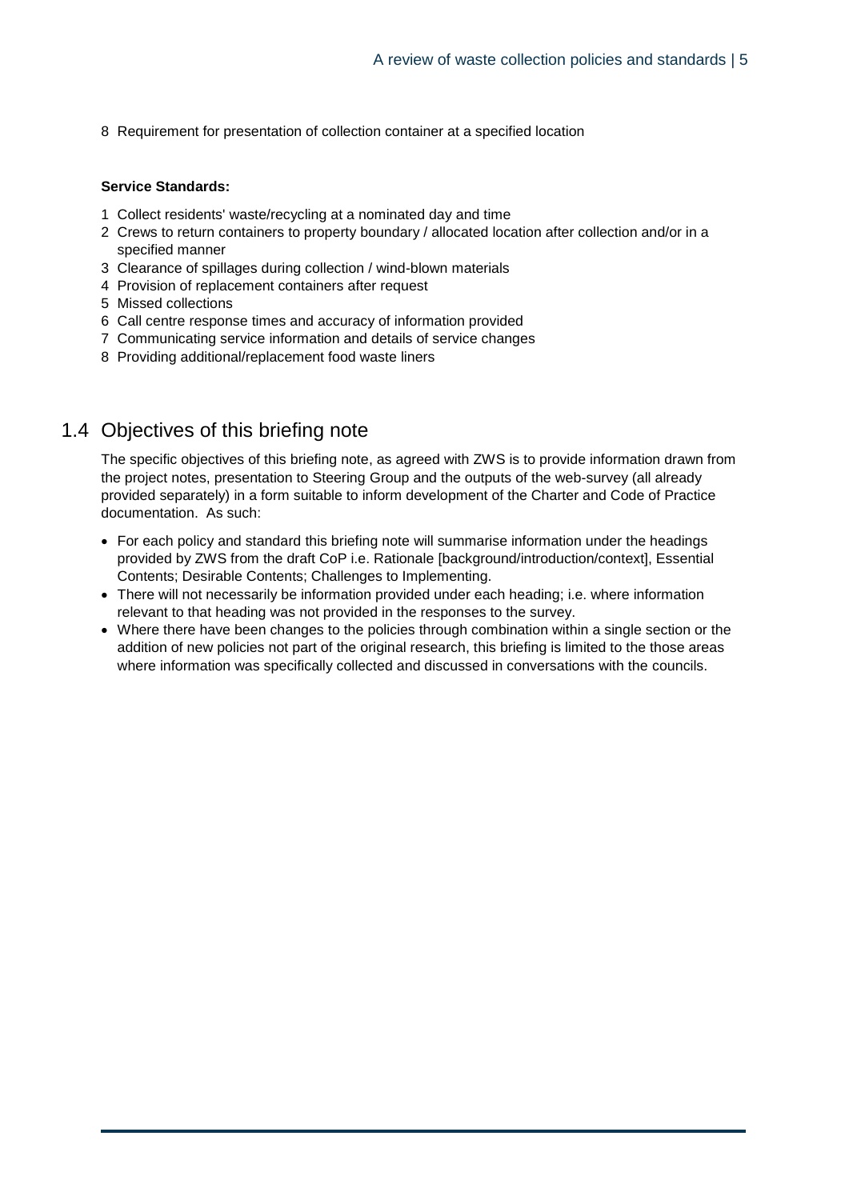8 Requirement for presentation of collection container at a specified location

**Service Standards:**

1 Collect residents' waste/recycling at a nominated day and time
2 Crews to return containers to property boundary / allocated location after collection and/or in a specified manner
3 Clearance of spillages during collection / wind-blown materials
4 Provision of replacement containers after request
5 Missed collections
6 Call centre response times and accuracy of information provided
7 Communicating service information and details of service changes
8 Providing additional/replacement food waste liners

## 1.4 Objectives of this briefing note

The specific objectives of this briefing note, as agreed with ZWS is to provide information drawn from the project notes, presentation to Steering Group and the outputs of the web-survey (all already provided separately) in a form suitable to inform development of the Charter and Code of Practice documentation. As such:

- For each policy and standard this briefing note will summarise information under the headings provided by ZWS from the draft CoP i.e. Rationale [background/introduction/context], Essential Contents; Desirable Contents; Challenges to Implementing.
- There will not necessarily be information provided under each heading; i.e. where information relevant to that heading was not provided in the responses to the survey.
- Where there have been changes to the policies through combination within a single section or the addition of new policies not part of the original research, this briefing is limited to the those areas where information was specifically collected and discussed in conversations with the councils.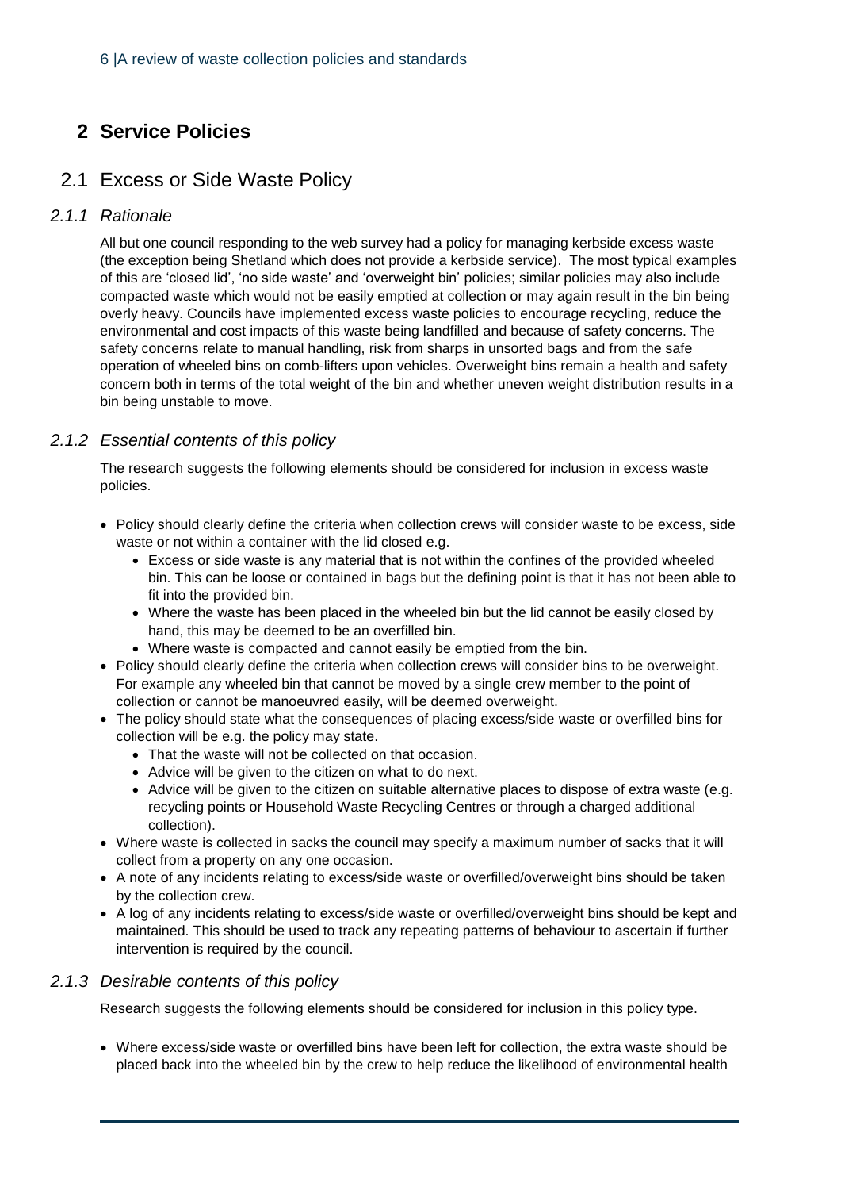# 2 Service Policies

## 2.1 Excess or Side Waste Policy

### *2.1.1 Rationale*

All but one council responding to the web survey had a policy for managing kerbside excess waste (the exception being Shetland which does not provide a kerbside service). The most typical examples of this are 'closed lid', 'no side waste' and 'overweight bin' policies; similar policies may also include compacted waste which would not be easily emptied at collection or may again result in the bin being overly heavy. Councils have implemented excess waste policies to encourage recycling, reduce the environmental and cost impacts of this waste being landfilled and because of safety concerns. The safety concerns relate to manual handling, risk from sharps in unsorted bags and from the safe operation of wheeled bins on comb-lifters upon vehicles. Overweight bins remain a health and safety concern both in terms of the total weight of the bin and whether uneven weight distribution results in a bin being unstable to move.

### *2.1.2 Essential contents of this policy*

The research suggests the following elements should be considered for inclusion in excess waste policies.

- Policy should clearly define the criteria when collection crews will consider waste to be excess, side waste or not within a container with the lid closed e.g.
  - Excess or side waste is any material that is not within the confines of the provided wheeled bin. This can be loose or contained in bags but the defining point is that it has not been able to fit into the provided bin.
  - Where the waste has been placed in the wheeled bin but the lid cannot be easily closed by hand, this may be deemed to be an overfilled bin.
  - Where waste is compacted and cannot easily be emptied from the bin.
- Policy should clearly define the criteria when collection crews will consider bins to be overweight. For example any wheeled bin that cannot be moved by a single crew member to the point of collection or cannot be manoeuvred easily, will be deemed overweight.
- The policy should state what the consequences of placing excess/side waste or overfilled bins for collection will be e.g. the policy may state.
  - That the waste will not be collected on that occasion.
  - Advice will be given to the citizen on what to do next.
  - Advice will be given to the citizen on suitable alternative places to dispose of extra waste (e.g. recycling points or Household Waste Recycling Centres or through a charged additional collection).
- Where waste is collected in sacks the council may specify a maximum number of sacks that it will collect from a property on any one occasion.
- A note of any incidents relating to excess/side waste or overfilled/overweight bins should be taken by the collection crew.
- A log of any incidents relating to excess/side waste or overfilled/overweight bins should be kept and maintained. This should be used to track any repeating patterns of behaviour to ascertain if further intervention is required by the council.

### *2.1.3 Desirable contents of this policy*

Research suggests the following elements should be considered for inclusion in this policy type.

- Where excess/side waste or overfilled bins have been left for collection, the extra waste should be placed back into the wheeled bin by the crew to help reduce the likelihood of environmental health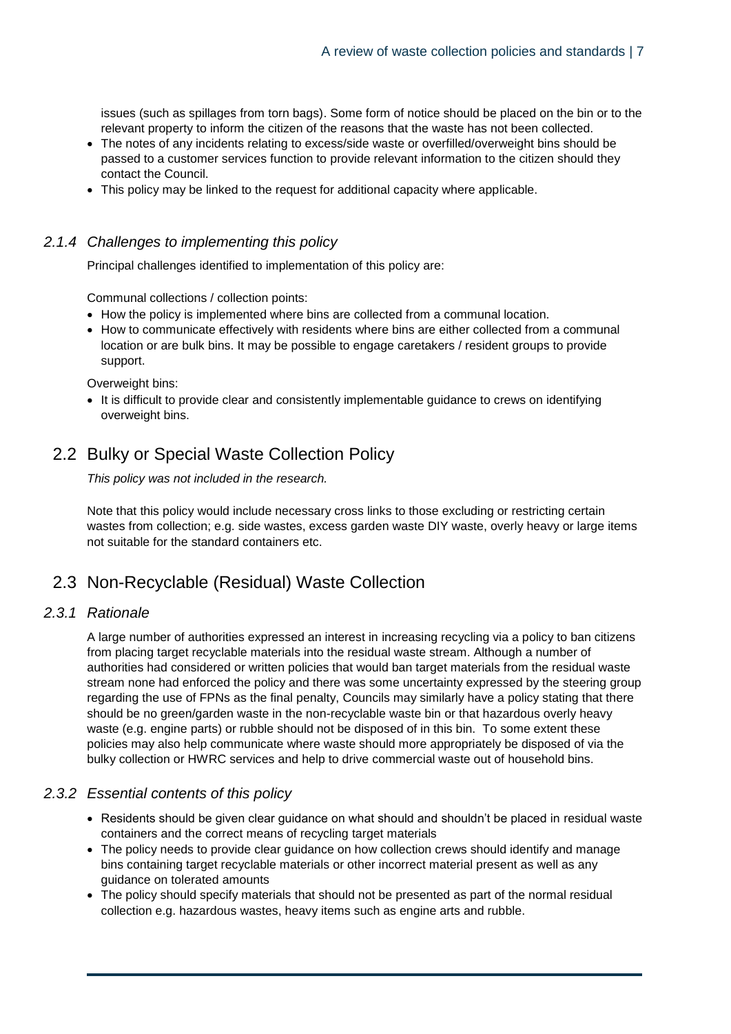issues (such as spillages from torn bags). Some form of notice should be placed on the bin or to the relevant property to inform the citizen of the reasons that the waste has not been collected.

- The notes of any incidents relating to excess/side waste or overfilled/overweight bins should be passed to a customer services function to provide relevant information to the citizen should they contact the Council.
- This policy may be linked to the request for additional capacity where applicable.

### *2.1.4 Challenges to implementing this policy*

Principal challenges identified to implementation of this policy are:

Communal collections / collection points:

- How the policy is implemented where bins are collected from a communal location.
- How to communicate effectively with residents where bins are either collected from a communal location or are bulk bins. It may be possible to engage caretakers / resident groups to provide support.

Overweight bins:

- It is difficult to provide clear and consistently implementable guidance to crews on identifying overweight bins.

## 2.2 Bulky or Special Waste Collection Policy

*This policy was not included in the research.*

Note that this policy would include necessary cross links to those excluding or restricting certain wastes from collection; e.g. side wastes, excess garden waste DIY waste, overly heavy or large items not suitable for the standard containers etc.

## 2.3 Non-Recyclable (Residual) Waste Collection

### *2.3.1 Rationale*

A large number of authorities expressed an interest in increasing recycling via a policy to ban citizens from placing target recyclable materials into the residual waste stream. Although a number of authorities had considered or written policies that would ban target materials from the residual waste stream none had enforced the policy and there was some uncertainty expressed by the steering group regarding the use of FPNs as the final penalty, Councils may similarly have a policy stating that there should be no green/garden waste in the non-recyclable waste bin or that hazardous overly heavy waste (e.g. engine parts) or rubble should not be disposed of in this bin. To some extent these policies may also help communicate where waste should more appropriately be disposed of via the bulky collection or HWRC services and help to drive commercial waste out of household bins.

### *2.3.2 Essential contents of this policy*

- Residents should be given clear guidance on what should and shouldn't be placed in residual waste containers and the correct means of recycling target materials
- The policy needs to provide clear guidance on how collection crews should identify and manage bins containing target recyclable materials or other incorrect material present as well as any guidance on tolerated amounts
- The policy should specify materials that should not be presented as part of the normal residual collection e.g. hazardous wastes, heavy items such as engine arts and rubble.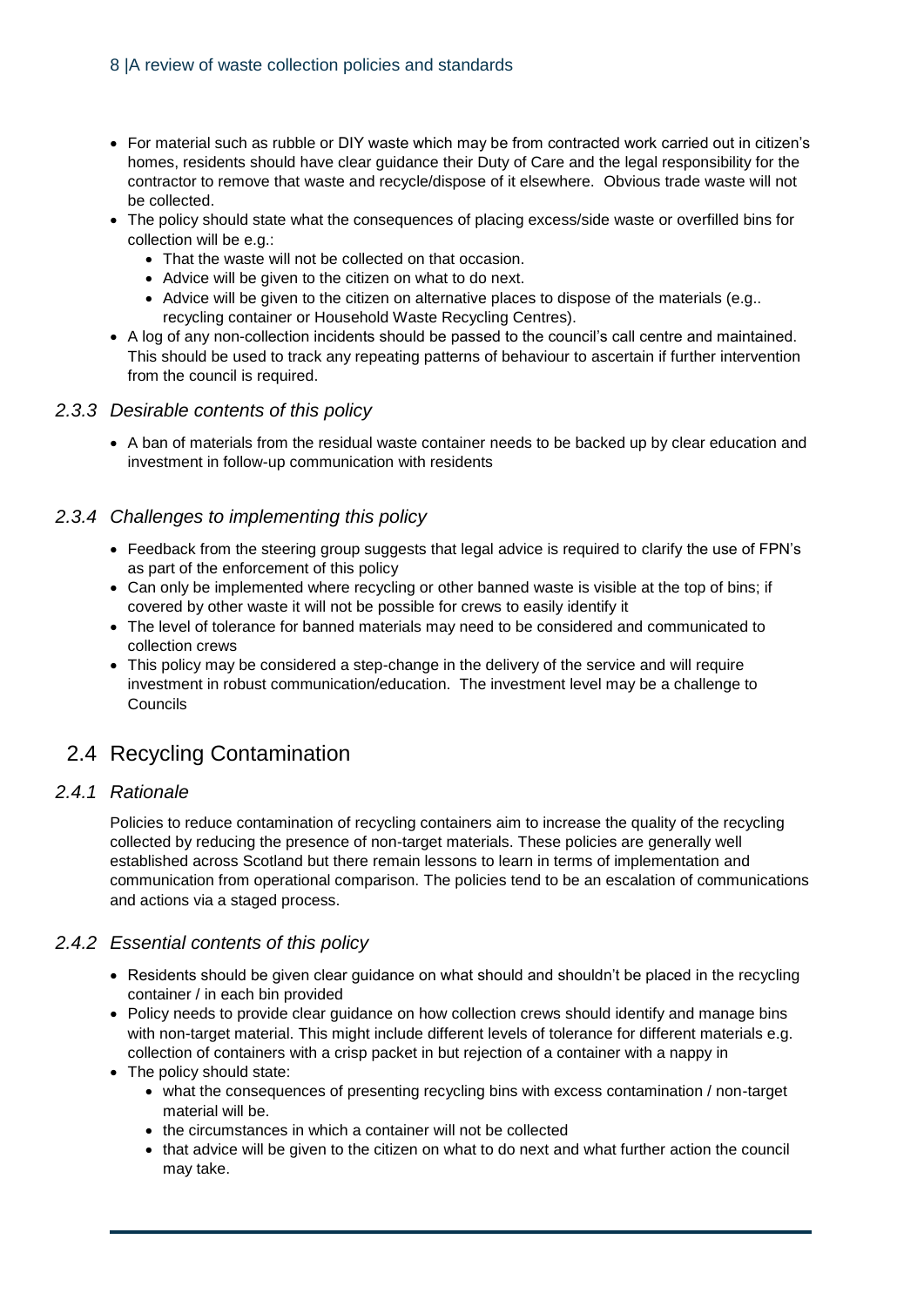- For material such as rubble or DIY waste which may be from contracted work carried out in citizen's homes, residents should have clear guidance their Duty of Care and the legal responsibility for the contractor to remove that waste and recycle/dispose of it elsewhere. Obvious trade waste will not be collected.
- The policy should state what the consequences of placing excess/side waste or overfilled bins for collection will be e.g.:
  - That the waste will not be collected on that occasion.
  - Advice will be given to the citizen on what to do next.
  - Advice will be given to the citizen on alternative places to dispose of the materials (e.g.. recycling container or Household Waste Recycling Centres).
- A log of any non-collection incidents should be passed to the council's call centre and maintained. This should be used to track any repeating patterns of behaviour to ascertain if further intervention from the council is required.

### *2.3.3 Desirable contents of this policy*

- A ban of materials from the residual waste container needs to be backed up by clear education and investment in follow-up communication with residents

### *2.3.4 Challenges to implementing this policy*

- Feedback from the steering group suggests that legal advice is required to clarify the use of FPN's as part of the enforcement of this policy
- Can only be implemented where recycling or other banned waste is visible at the top of bins; if covered by other waste it will not be possible for crews to easily identify it
- The level of tolerance for banned materials may need to be considered and communicated to collection crews
- This policy may be considered a step-change in the delivery of the service and will require investment in robust communication/education. The investment level may be a challenge to Councils

## 2.4 Recycling Contamination

### *2.4.1 Rationale*

Policies to reduce contamination of recycling containers aim to increase the quality of the recycling collected by reducing the presence of non-target materials. These policies are generally well established across Scotland but there remain lessons to learn in terms of implementation and communication from operational comparison. The policies tend to be an escalation of communications and actions via a staged process.

### *2.4.2 Essential contents of this policy*

- Residents should be given clear guidance on what should and shouldn't be placed in the recycling container / in each bin provided
- Policy needs to provide clear guidance on how collection crews should identify and manage bins with non-target material. This might include different levels of tolerance for different materials e.g. collection of containers with a crisp packet in but rejection of a container with a nappy in
- The policy should state:
  - what the consequences of presenting recycling bins with excess contamination / non-target material will be.
  - the circumstances in which a container will not be collected
  - that advice will be given to the citizen on what to do next and what further action the council may take.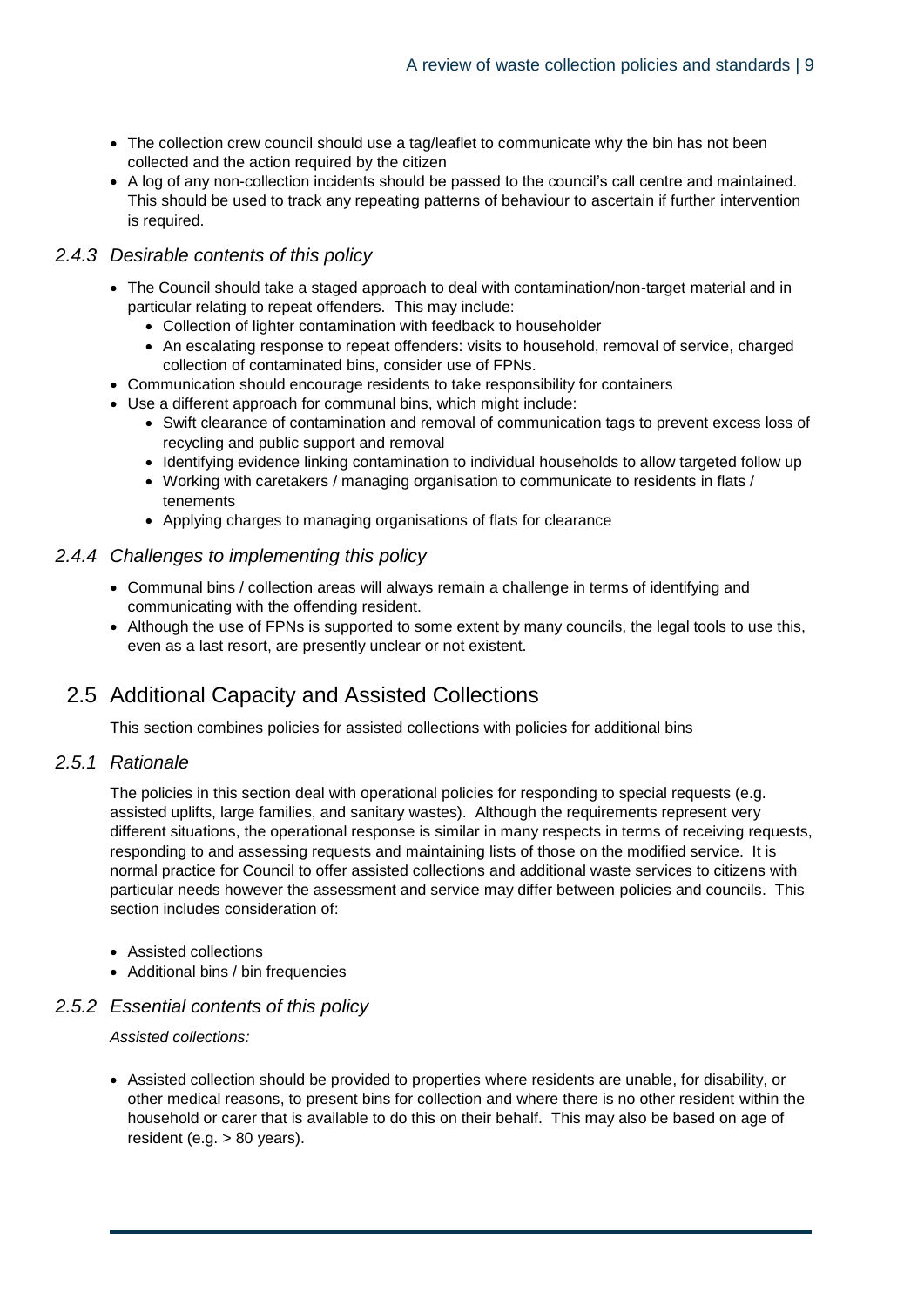- The collection crew council should use a tag/leaflet to communicate why the bin has not been collected and the action required by the citizen
- A log of any non-collection incidents should be passed to the council's call centre and maintained. This should be used to track any repeating patterns of behaviour to ascertain if further intervention is required.

### *2.4.3 Desirable contents of this policy*

- The Council should take a staged approach to deal with contamination/non-target material and in particular relating to repeat offenders. This may include:
  - Collection of lighter contamination with feedback to householder
  - An escalating response to repeat offenders: visits to household, removal of service, charged collection of contaminated bins, consider use of FPNs.
- Communication should encourage residents to take responsibility for containers
- Use a different approach for communal bins, which might include:
  - Swift clearance of contamination and removal of communication tags to prevent excess loss of recycling and public support and removal
  - Identifying evidence linking contamination to individual households to allow targeted follow up
  - Working with caretakers / managing organisation to communicate to residents in flats / tenements
  - Applying charges to managing organisations of flats for clearance

### *2.4.4 Challenges to implementing this policy*

- Communal bins / collection areas will always remain a challenge in terms of identifying and communicating with the offending resident.
- Although the use of FPNs is supported to some extent by many councils, the legal tools to use this, even as a last resort, are presently unclear or not existent.

## 2.5 Additional Capacity and Assisted Collections

This section combines policies for assisted collections with policies for additional bins

### *2.5.1 Rationale*

The policies in this section deal with operational policies for responding to special requests (e.g. assisted uplifts, large families, and sanitary wastes). Although the requirements represent very different situations, the operational response is similar in many respects in terms of receiving requests, responding to and assessing requests and maintaining lists of those on the modified service. It is normal practice for Council to offer assisted collections and additional waste services to citizens with particular needs however the assessment and service may differ between policies and councils. This section includes consideration of:

- Assisted collections
- Additional bins / bin frequencies

### *2.5.2 Essential contents of this policy*

*Assisted collections:*

- Assisted collection should be provided to properties where residents are unable, for disability, or other medical reasons, to present bins for collection and where there is no other resident within the household or carer that is available to do this on their behalf. This may also be based on age of resident (e.g. > 80 years).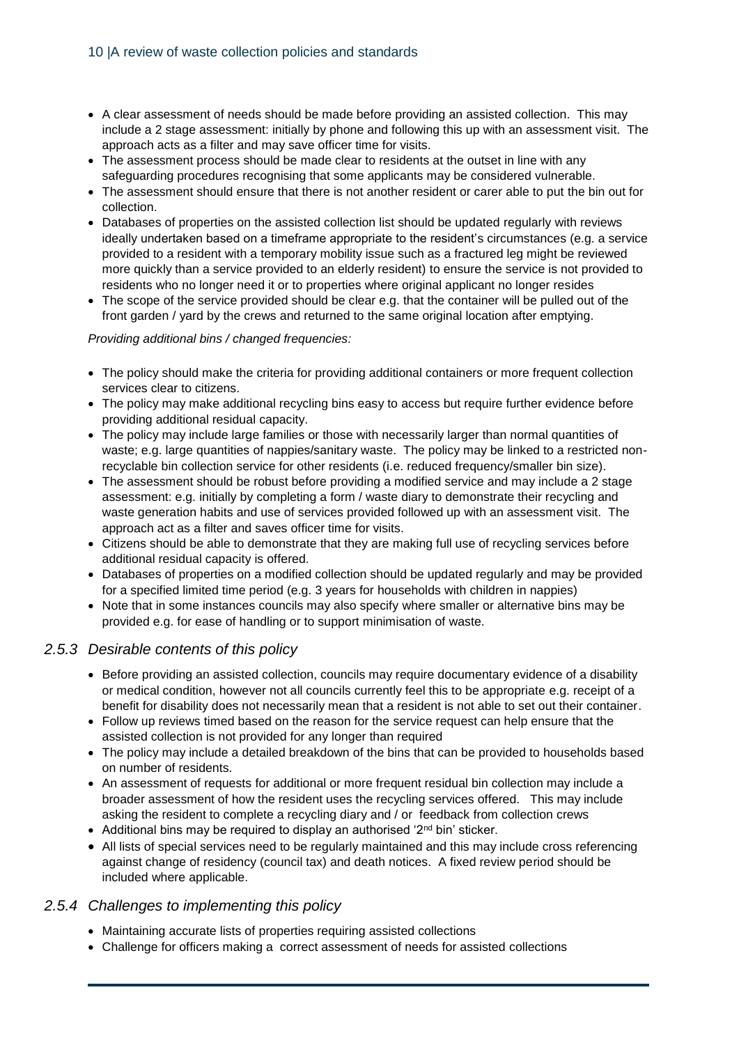- A clear assessment of needs should be made before providing an assisted collection. This may include a 2 stage assessment: initially by phone and following this up with an assessment visit. The approach acts as a filter and may save officer time for visits.
- The assessment process should be made clear to residents at the outset in line with any safeguarding procedures recognising that some applicants may be considered vulnerable.
- The assessment should ensure that there is not another resident or carer able to put the bin out for collection.
- Databases of properties on the assisted collection list should be updated regularly with reviews ideally undertaken based on a timeframe appropriate to the resident's circumstances (e.g. a service provided to a resident with a temporary mobility issue such as a fractured leg might be reviewed more quickly than a service provided to an elderly resident) to ensure the service is not provided to residents who no longer need it or to properties where original applicant no longer resides
- The scope of the service provided should be clear e.g. that the container will be pulled out of the front garden / yard by the crews and returned to the same original location after emptying.

*Providing additional bins / changed frequencies:*

- The policy should make the criteria for providing additional containers or more frequent collection services clear to citizens.
- The policy may make additional recycling bins easy to access but require further evidence before providing additional residual capacity.
- The policy may include large families or those with necessarily larger than normal quantities of waste; e.g. large quantities of nappies/sanitary waste. The policy may be linked to a restricted non-recyclable bin collection service for other residents (i.e. reduced frequency/smaller bin size).
- The assessment should be robust before providing a modified service and may include a 2 stage assessment: e.g. initially by completing a form / waste diary to demonstrate their recycling and waste generation habits and use of services provided followed up with an assessment visit. The approach act as a filter and saves officer time for visits.
- Citizens should be able to demonstrate that they are making full use of recycling services before additional residual capacity is offered.
- Databases of properties on a modified collection should be updated regularly and may be provided for a specified limited time period (e.g. 3 years for households with children in nappies)
- Note that in some instances councils may also specify where smaller or alternative bins may be provided e.g. for ease of handling or to support minimisation of waste.

### *2.5.3 Desirable contents of this policy*

- Before providing an assisted collection, councils may require documentary evidence of a disability or medical condition, however not all councils currently feel this to be appropriate e.g. receipt of a benefit for disability does not necessarily mean that a resident is not able to set out their container.
- Follow up reviews timed based on the reason for the service request can help ensure that the assisted collection is not provided for any longer than required
- The policy may include a detailed breakdown of the bins that can be provided to households based on number of residents.
- An assessment of requests for additional or more frequent residual bin collection may include a broader assessment of how the resident uses the recycling services offered. This may include asking the resident to complete a recycling diary and / or feedback from collection crews
- Additional bins may be required to display an authorised '2nd bin' sticker.
- All lists of special services need to be regularly maintained and this may include cross referencing against change of residency (council tax) and death notices. A fixed review period should be included where applicable.

### *2.5.4 Challenges to implementing this policy*

- Maintaining accurate lists of properties requiring assisted collections
- Challenge for officers making a correct assessment of needs for assisted collections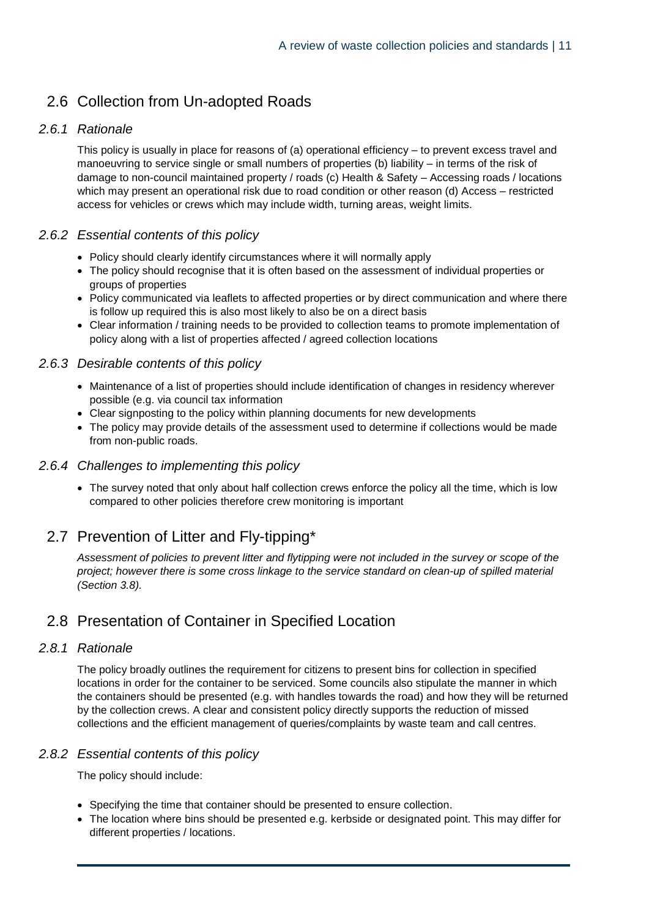## 2.6 Collection from Un-adopted Roads

### *2.6.1 Rationale*

This policy is usually in place for reasons of (a) operational efficiency – to prevent excess travel and manoeuvring to service single or small numbers of properties (b) liability – in terms of the risk of damage to non-council maintained property / roads (c) Health & Safety – Accessing roads / locations which may present an operational risk due to road condition or other reason (d) Access – restricted access for vehicles or crews which may include width, turning areas, weight limits.

### *2.6.2 Essential contents of this policy*

- Policy should clearly identify circumstances where it will normally apply
- The policy should recognise that it is often based on the assessment of individual properties or groups of properties
- Policy communicated via leaflets to affected properties or by direct communication and where there is follow up required this is also most likely to also be on a direct basis
- Clear information / training needs to be provided to collection teams to promote implementation of policy along with a list of properties affected / agreed collection locations

### *2.6.3 Desirable contents of this policy*

- Maintenance of a list of properties should include identification of changes in residency wherever possible (e.g. via council tax information
- Clear signposting to the policy within planning documents for new developments
- The policy may provide details of the assessment used to determine if collections would be made from non-public roads.

### *2.6.4 Challenges to implementing this policy*

- The survey noted that only about half collection crews enforce the policy all the time, which is low compared to other policies therefore crew monitoring is important

## 2.7 Prevention of Litter and Fly-tipping*

*Assessment of policies to prevent litter and flytipping were not included in the survey or scope of the project; however there is some cross linkage to the service standard on clean-up of spilled material (Section 3.8).*

## 2.8 Presentation of Container in Specified Location

### *2.8.1 Rationale*

The policy broadly outlines the requirement for citizens to present bins for collection in specified locations in order for the container to be serviced. Some councils also stipulate the manner in which the containers should be presented (e.g. with handles towards the road) and how they will be returned by the collection crews. A clear and consistent policy directly supports the reduction of missed collections and the efficient management of queries/complaints by waste team and call centres.

### *2.8.2 Essential contents of this policy*

The policy should include:

- Specifying the time that container should be presented to ensure collection.
- The location where bins should be presented e.g. kerbside or designated point. This may differ for different properties / locations.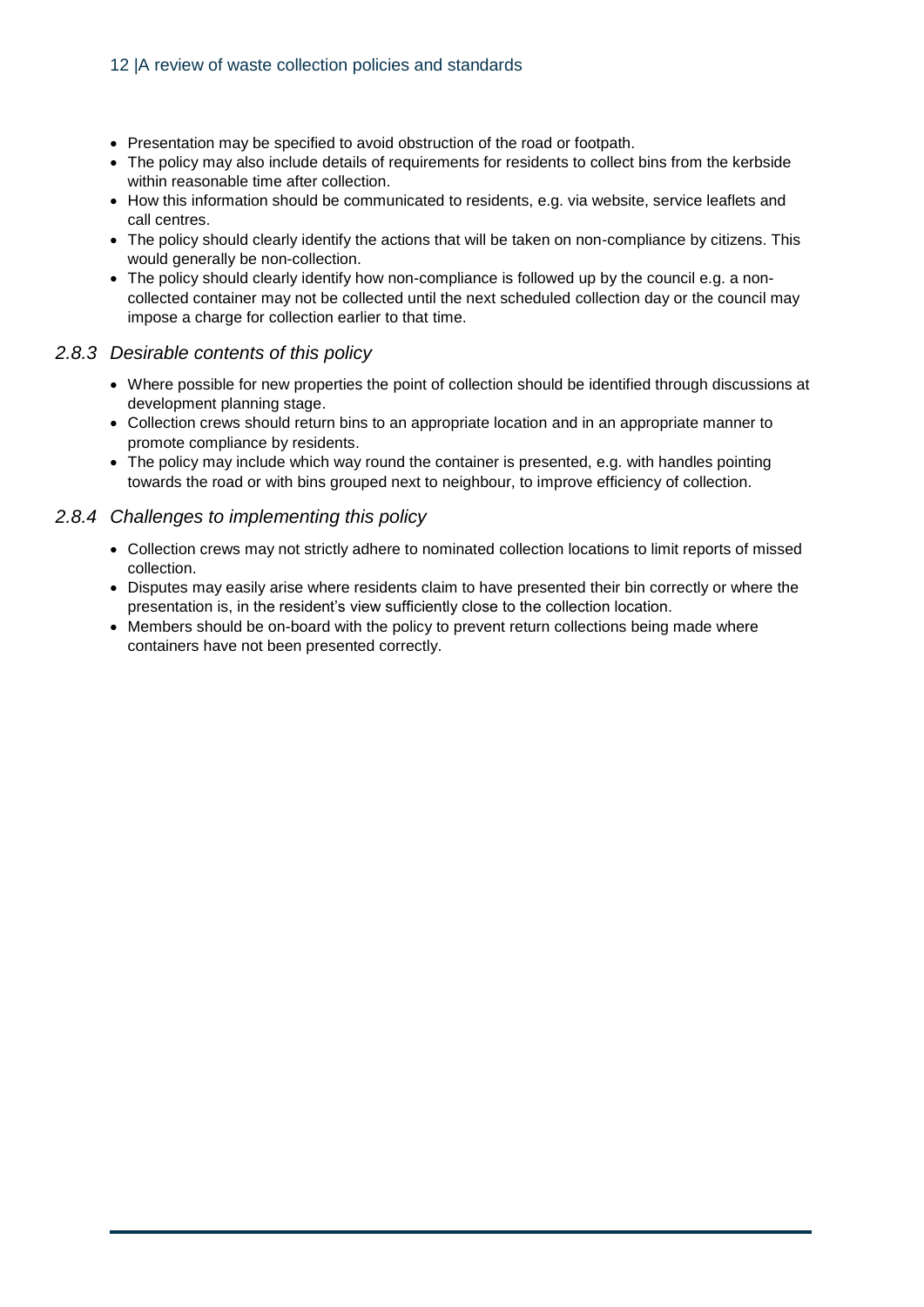- Presentation may be specified to avoid obstruction of the road or footpath.
- The policy may also include details of requirements for residents to collect bins from the kerbside within reasonable time after collection.
- How this information should be communicated to residents, e.g. via website, service leaflets and call centres.
- The policy should clearly identify the actions that will be taken on non-compliance by citizens. This would generally be non-collection.
- The policy should clearly identify how non-compliance is followed up by the council e.g. a non-collected container may not be collected until the next scheduled collection day or the council may impose a charge for collection earlier to that time.

### *2.8.3 Desirable contents of this policy*

- Where possible for new properties the point of collection should be identified through discussions at development planning stage.
- Collection crews should return bins to an appropriate location and in an appropriate manner to promote compliance by residents.
- The policy may include which way round the container is presented, e.g. with handles pointing towards the road or with bins grouped next to neighbour, to improve efficiency of collection.

### *2.8.4 Challenges to implementing this policy*

- Collection crews may not strictly adhere to nominated collection locations to limit reports of missed collection.
- Disputes may easily arise where residents claim to have presented their bin correctly or where the presentation is, in the resident's view sufficiently close to the collection location.
- Members should be on-board with the policy to prevent return collections being made where containers have not been presented correctly.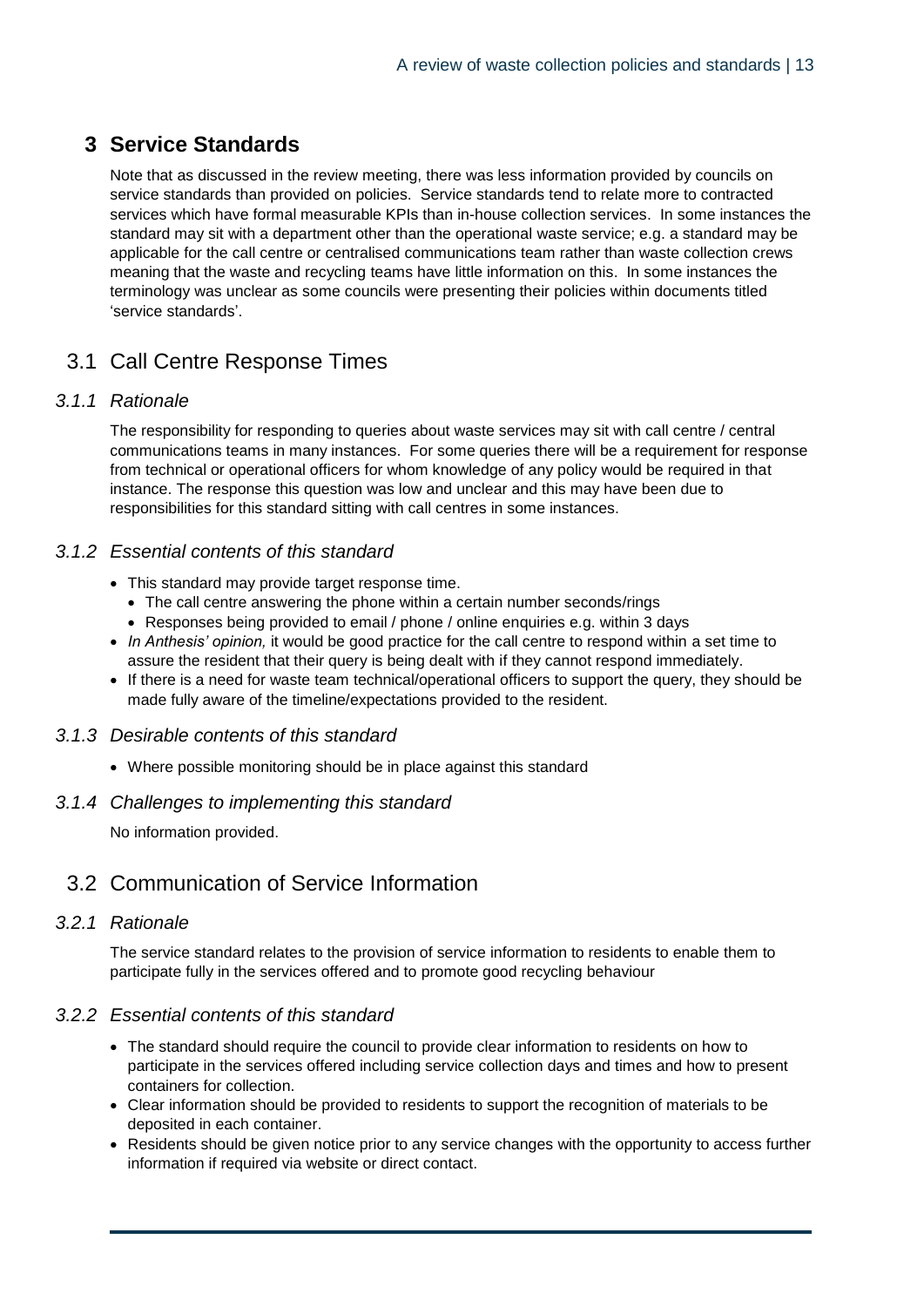# 3 Service Standards

Note that as discussed in the review meeting, there was less information provided by councils on service standards than provided on policies. Service standards tend to relate more to contracted services which have formal measurable KPIs than in-house collection services. In some instances the standard may sit with a department other than the operational waste service; e.g. a standard may be applicable for the call centre or centralised communications team rather than waste collection crews meaning that the waste and recycling teams have little information on this. In some instances the terminology was unclear as some councils were presenting their policies within documents titled 'service standards'.

## 3.1 Call Centre Response Times

### *3.1.1 Rationale*

The responsibility for responding to queries about waste services may sit with call centre / central communications teams in many instances. For some queries there will be a requirement for response from technical or operational officers for whom knowledge of any policy would be required in that instance. The response this question was low and unclear and this may have been due to responsibilities for this standard sitting with call centres in some instances.

### *3.1.2 Essential contents of this standard*

- This standard may provide target response time.
  - The call centre answering the phone within a certain number seconds/rings
  - Responses being provided to email / phone / online enquiries e.g. within 3 days
- *In Anthesis' opinion,* it would be good practice for the call centre to respond within a set time to assure the resident that their query is being dealt with if they cannot respond immediately.
- If there is a need for waste team technical/operational officers to support the query, they should be made fully aware of the timeline/expectations provided to the resident.

### *3.1.3 Desirable contents of this standard*

- Where possible monitoring should be in place against this standard

### *3.1.4 Challenges to implementing this standard*

No information provided.

## 3.2 Communication of Service Information

### *3.2.1 Rationale*

The service standard relates to the provision of service information to residents to enable them to participate fully in the services offered and to promote good recycling behaviour

### *3.2.2 Essential contents of this standard*

- The standard should require the council to provide clear information to residents on how to participate in the services offered including service collection days and times and how to present containers for collection.
- Clear information should be provided to residents to support the recognition of materials to be deposited in each container.
- Residents should be given notice prior to any service changes with the opportunity to access further information if required via website or direct contact.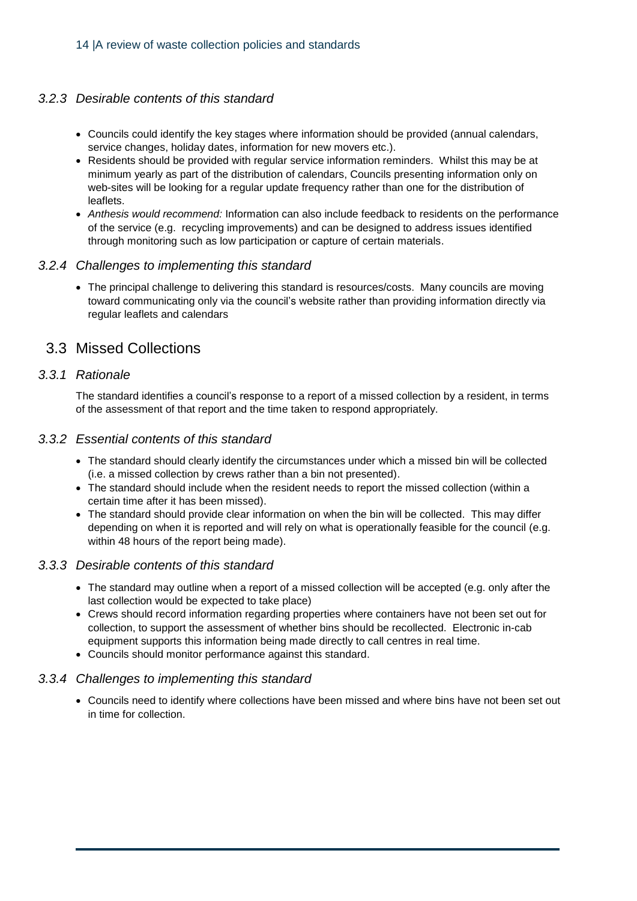### *3.2.3 Desirable contents of this standard*

- Councils could identify the key stages where information should be provided (annual calendars, service changes, holiday dates, information for new movers etc.).
- Residents should be provided with regular service information reminders. Whilst this may be at minimum yearly as part of the distribution of calendars, Councils presenting information only on web-sites will be looking for a regular update frequency rather than one for the distribution of leaflets.
- *Anthesis would recommend:* Information can also include feedback to residents on the performance of the service (e.g. recycling improvements) and can be designed to address issues identified through monitoring such as low participation or capture of certain materials.

### *3.2.4 Challenges to implementing this standard*

- The principal challenge to delivering this standard is resources/costs. Many councils are moving toward communicating only via the council's website rather than providing information directly via regular leaflets and calendars

## 3.3 Missed Collections

### *3.3.1 Rationale*

The standard identifies a council's response to a report of a missed collection by a resident, in terms of the assessment of that report and the time taken to respond appropriately.

### *3.3.2 Essential contents of this standard*

- The standard should clearly identify the circumstances under which a missed bin will be collected (i.e. a missed collection by crews rather than a bin not presented).
- The standard should include when the resident needs to report the missed collection (within a certain time after it has been missed).
- The standard should provide clear information on when the bin will be collected. This may differ depending on when it is reported and will rely on what is operationally feasible for the council (e.g. within 48 hours of the report being made).

### *3.3.3 Desirable contents of this standard*

- The standard may outline when a report of a missed collection will be accepted (e.g. only after the last collection would be expected to take place)
- Crews should record information regarding properties where containers have not been set out for collection, to support the assessment of whether bins should be recollected. Electronic in-cab equipment supports this information being made directly to call centres in real time.
- Councils should monitor performance against this standard.

### *3.3.4 Challenges to implementing this standard*

- Councils need to identify where collections have been missed and where bins have not been set out in time for collection.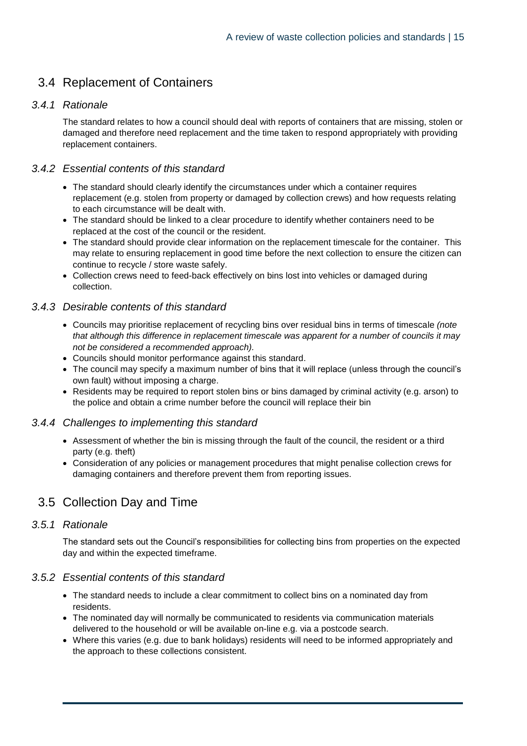## 3.4 Replacement of Containers

### *3.4.1 Rationale*

The standard relates to how a council should deal with reports of containers that are missing, stolen or damaged and therefore need replacement and the time taken to respond appropriately with providing replacement containers.

### *3.4.2 Essential contents of this standard*

- The standard should clearly identify the circumstances under which a container requires replacement (e.g. stolen from property or damaged by collection crews) and how requests relating to each circumstance will be dealt with.
- The standard should be linked to a clear procedure to identify whether containers need to be replaced at the cost of the council or the resident.
- The standard should provide clear information on the replacement timescale for the container. This may relate to ensuring replacement in good time before the next collection to ensure the citizen can continue to recycle / store waste safely.
- Collection crews need to feed-back effectively on bins lost into vehicles or damaged during collection.

### *3.4.3 Desirable contents of this standard*

- Councils may prioritise replacement of recycling bins over residual bins in terms of timescale *(note that although this difference in replacement timescale was apparent for a number of councils it may not be considered a recommended approach).*
- Councils should monitor performance against this standard.
- The council may specify a maximum number of bins that it will replace (unless through the council's own fault) without imposing a charge.
- Residents may be required to report stolen bins or bins damaged by criminal activity (e.g. arson) to the police and obtain a crime number before the council will replace their bin

### *3.4.4 Challenges to implementing this standard*

- Assessment of whether the bin is missing through the fault of the council, the resident or a third party (e.g. theft)
- Consideration of any policies or management procedures that might penalise collection crews for damaging containers and therefore prevent them from reporting issues.

## 3.5 Collection Day and Time

### *3.5.1 Rationale*

The standard sets out the Council's responsibilities for collecting bins from properties on the expected day and within the expected timeframe.

### *3.5.2 Essential contents of this standard*

- The standard needs to include a clear commitment to collect bins on a nominated day from residents.
- The nominated day will normally be communicated to residents via communication materials delivered to the household or will be available on-line e.g. via a postcode search.
- Where this varies (e.g. due to bank holidays) residents will need to be informed appropriately and the approach to these collections consistent.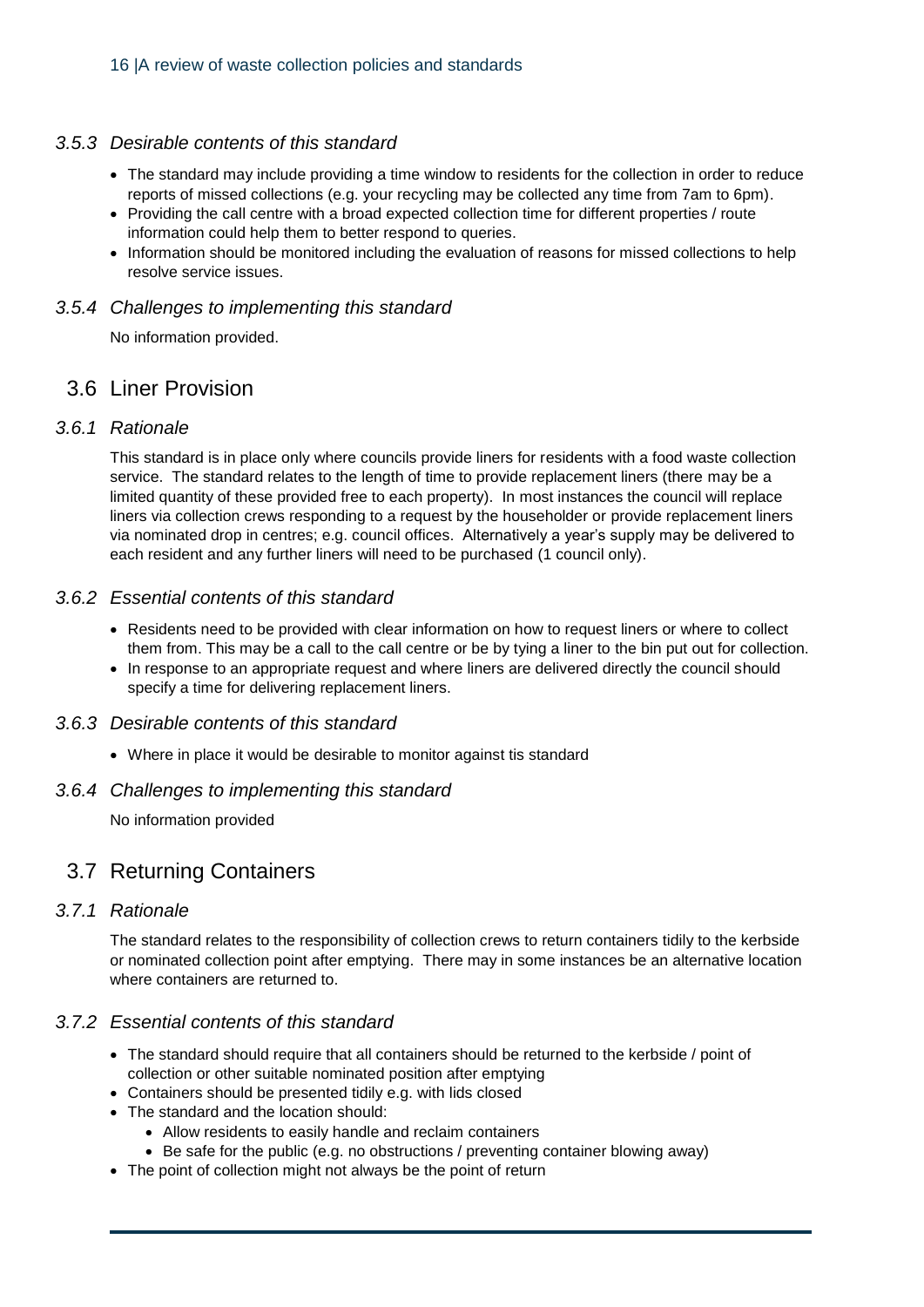### 3.5.3 *Desirable contents of this standard*

- The standard may include providing a time window to residents for the collection in order to reduce reports of missed collections (e.g. your recycling may be collected any time from 7am to 6pm).
- Providing the call centre with a broad expected collection time for different properties / route information could help them to better respond to queries.
- Information should be monitored including the evaluation of reasons for missed collections to help resolve service issues.

### 3.5.4 *Challenges to implementing this standard*

No information provided.

## 3.6 Liner Provision

### 3.6.1 *Rationale*

This standard is in place only where councils provide liners for residents with a food waste collection service. The standard relates to the length of time to provide replacement liners (there may be a limited quantity of these provided free to each property). In most instances the council will replace liners via collection crews responding to a request by the householder or provide replacement liners via nominated drop in centres; e.g. council offices. Alternatively a year's supply may be delivered to each resident and any further liners will need to be purchased (1 council only).

### 3.6.2 *Essential contents of this standard*

- Residents need to be provided with clear information on how to request liners or where to collect them from. This may be a call to the call centre or be by tying a liner to the bin put out for collection.
- In response to an appropriate request and where liners are delivered directly the council should specify a time for delivering replacement liners.

### 3.6.3 *Desirable contents of this standard*

- Where in place it would be desirable to monitor against tis standard

### 3.6.4 *Challenges to implementing this standard*

No information provided

## 3.7 Returning Containers

### 3.7.1 *Rationale*

The standard relates to the responsibility of collection crews to return containers tidily to the kerbside or nominated collection point after emptying. There may in some instances be an alternative location where containers are returned to.

### 3.7.2 *Essential contents of this standard*

- The standard should require that all containers should be returned to the kerbside / point of collection or other suitable nominated position after emptying
- Containers should be presented tidily e.g. with lids closed
- The standard and the location should:
  - Allow residents to easily handle and reclaim containers
  - Be safe for the public (e.g. no obstructions / preventing container blowing away)
- The point of collection might not always be the point of return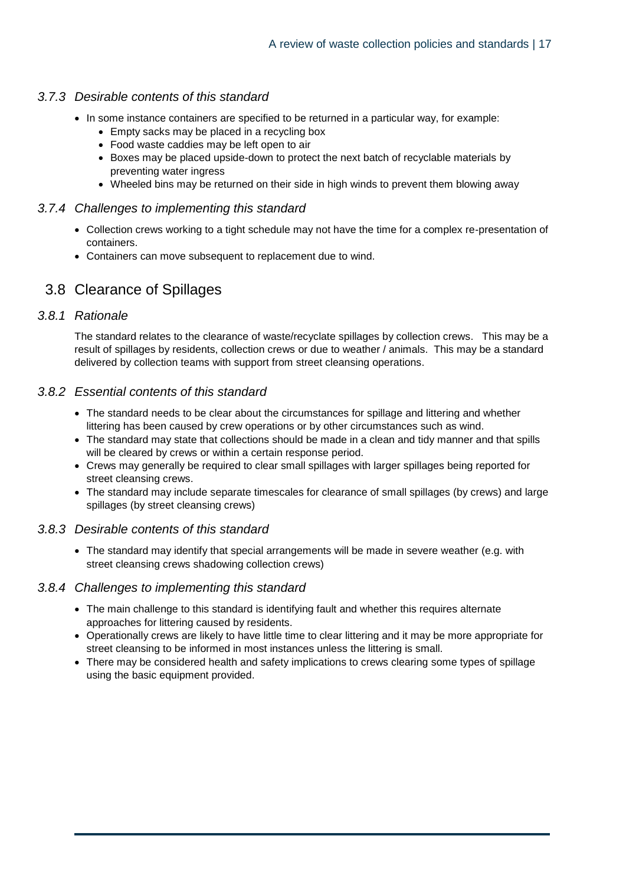### *3.7.3 Desirable contents of this standard*

- In some instance containers are specified to be returned in a particular way, for example:
  - Empty sacks may be placed in a recycling box
  - Food waste caddies may be left open to air
  - Boxes may be placed upside-down to protect the next batch of recyclable materials by preventing water ingress
  - Wheeled bins may be returned on their side in high winds to prevent them blowing away

### *3.7.4 Challenges to implementing this standard*

- Collection crews working to a tight schedule may not have the time for a complex re-presentation of containers.
- Containers can move subsequent to replacement due to wind.

## 3.8 Clearance of Spillages

### *3.8.1 Rationale*

The standard relates to the clearance of waste/recyclate spillages by collection crews. This may be a result of spillages by residents, collection crews or due to weather / animals. This may be a standard delivered by collection teams with support from street cleansing operations.

### *3.8.2 Essential contents of this standard*

- The standard needs to be clear about the circumstances for spillage and littering and whether littering has been caused by crew operations or by other circumstances such as wind.
- The standard may state that collections should be made in a clean and tidy manner and that spills will be cleared by crews or within a certain response period.
- Crews may generally be required to clear small spillages with larger spillages being reported for street cleansing crews.
- The standard may include separate timescales for clearance of small spillages (by crews) and large spillages (by street cleansing crews)

### *3.8.3 Desirable contents of this standard*

- The standard may identify that special arrangements will be made in severe weather (e.g. with street cleansing crews shadowing collection crews)

### *3.8.4 Challenges to implementing this standard*

- The main challenge to this standard is identifying fault and whether this requires alternate approaches for littering caused by residents.
- Operationally crews are likely to have little time to clear littering and it may be more appropriate for street cleansing to be informed in most instances unless the littering is small.
- There may be considered health and safety implications to crews clearing some types of spillage using the basic equipment provided.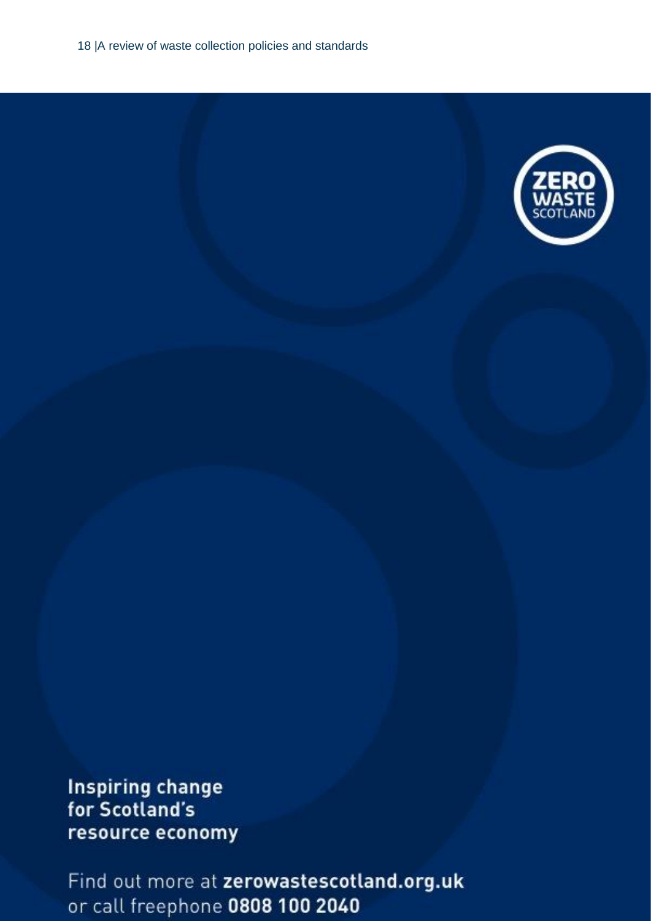ZERO WASTE SCOTLAND

**Inspiring change for Scotland's resource economy**

Find out more at **zerowastescotland.org.uk** or call freephone **0808 100 2040**